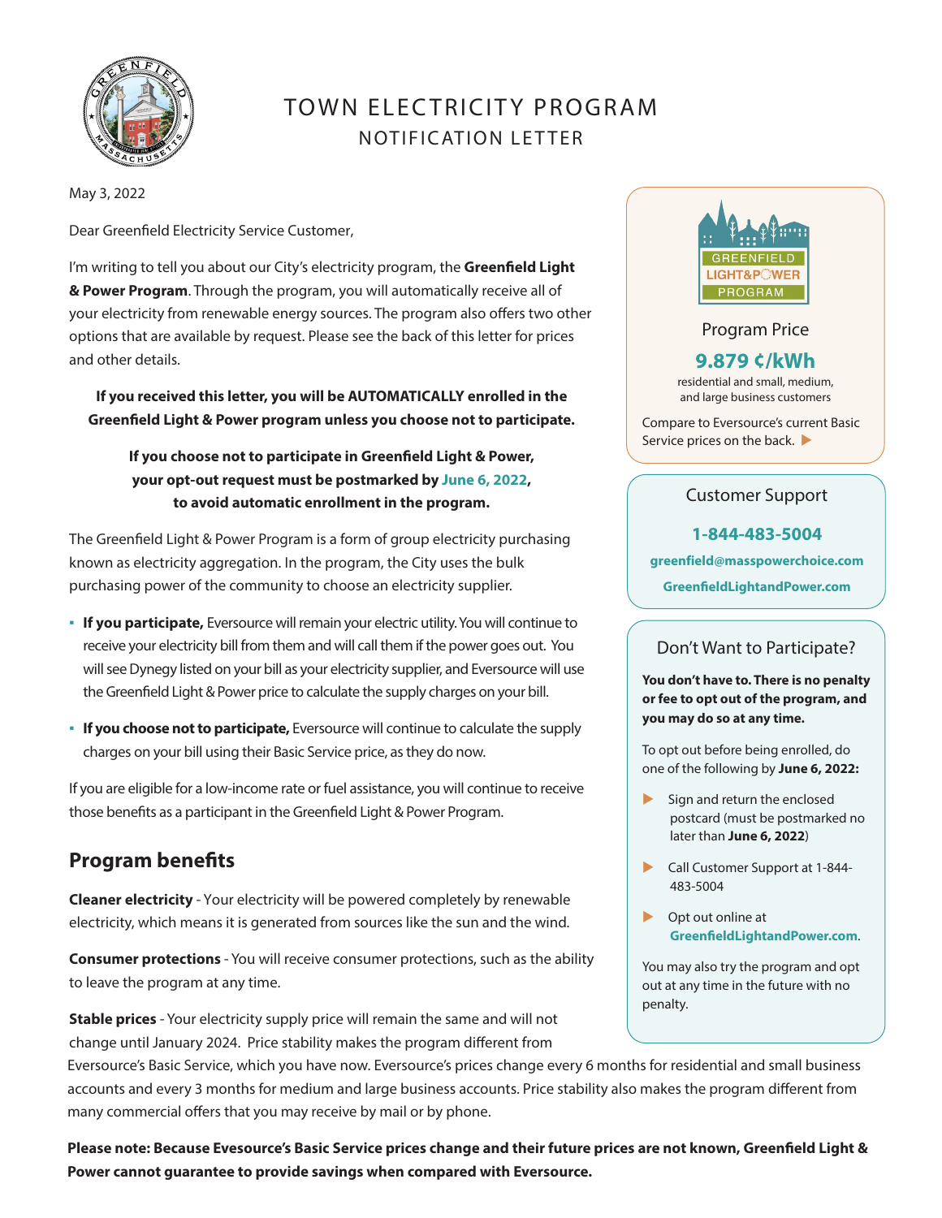# TOWN ELECTRICITY PROGRAM

## NOTIFICATION LETTER

May 3, 2022

Dear Greenfield Electricity Service Customer,

I'm writing to tell you about our City's electricity program, the **Greenfield Light & Power Program**. Through the program, you will automatically receive all of your electricity from renewable energy sources. The program also offers two other options that are available by request. Please see the back of this letter for prices and other details.

**If you received this letter, you will be AUTOMATICALLY enrolled in the Greenfield Light & Power program unless you choose not to participate.**

**If you choose not to participate in Greenfield Light & Power, your opt-out request must be postmarked by June 6, 2022, to avoid automatic enrollment in the program.**

The Greenfield Light & Power Program is a form of group electricity purchasing known as electricity aggregation. In the program, the City uses the bulk purchasing power of the community to choose an electricity supplier.

- **If you participate,** Eversource will remain your electric utility. You will continue to receive your electricity bill from them and will call them if the power goes out. You will see Dynegy listed on your bill as your electricity supplier, and Eversource will use the Greenfield Light & Power price to calculate the supply charges on your bill.
- **If you choose not to participate,** Eversource will continue to calculate the supply charges on your bill using their Basic Service price, as they do now.

If you are eligible for a low-income rate or fuel assistance, you will continue to receive those benefits as a participant in the Greenfield Light & Power Program.

## Program benefits

**Cleaner electricity** - Your electricity will be powered completely by renewable electricity, which means it is generated from sources like the sun and the wind.

**Consumer protections** - You will receive consumer protections, such as the ability to leave the program at any time.

**Stable prices** - Your electricity supply price will remain the same and will not change until January 2024. Price stability makes the program different from Eversource's Basic Service, which you have now. Eversource's prices change every 6 months for residential and small business accounts and every 3 months for medium and large business accounts. Price stability also makes the program different from many commercial offers that you may receive by mail or by phone.

**Please note: Because Evesource's Basic Service prices change and their future prices are not known, Greenfield Light & Power cannot guarantee to provide savings when compared with Eversource.**

---

GREENFIELD LIGHT&POWER PROGRAM

Program Price

**9.879 ¢/kWh**

residential and small, medium, and large business customers

Compare to Eversource's current Basic Service prices on the back. ▶

---

Customer Support

**1-844-483-5004**

**greenfield@masspowerchoice.com**

**GreenfieldLightandPower.com**

---

Don't Want to Participate?

**You don't have to. There is no penalty or fee to opt out of the program, and you may do so at any time.**

To opt out before being enrolled, do one of the following by **June 6, 2022:**

- Sign and return the enclosed postcard (must be postmarked no later than **June 6, 2022**)
- Call Customer Support at 1-844-483-5004
- Opt out online at **GreenfieldLightandPower.com**.

You may also try the program and opt out at any time in the future with no penalty.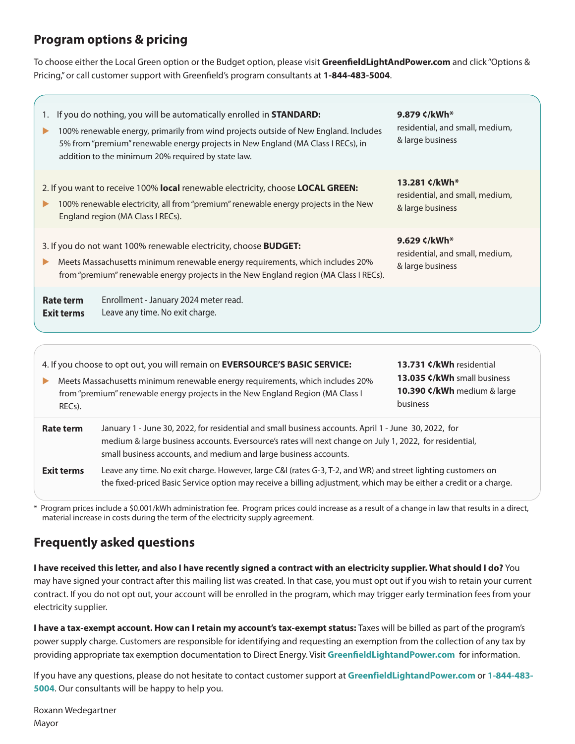## Program options & pricing

To choose either the Local Green option or the Budget option, please visit **GreenfieldLightAndPower.com** and click "Options & Pricing," or call customer support with Greenfield's program consultants at **1-844-483-5004**.

| Option | Price |
|---|---|
| 1. If you do nothing, you will be automatically enrolled in **STANDARD:**<br>▶ 100% renewable energy, primarily from wind projects outside of New England. Includes 5% from "premium" renewable energy projects in New England (MA Class I RECs), in addition to the minimum 20% required by state law. | **9.879 ¢/kWh*** residential, and small, medium, & large business |
| 2. If you want to receive 100% **local** renewable electricity, choose **LOCAL GREEN:**<br>▶ 100% renewable electricity, all from "premium" renewable energy projects in the New England region (MA Class I RECs). | **13.281 ¢/kWh*** residential, and small, medium, & large business |
| 3. If you do not want 100% renewable electricity, choose **BUDGET:**<br>▶ Meets Massachusetts minimum renewable energy requirements, which includes 20% from "premium" renewable energy projects in the New England region (MA Class I RECs). | **9.629 ¢/kWh*** residential, and small, medium, & large business |

**Rate term** Enrollment - January 2024 meter read.
**Exit terms** Leave any time. No exit charge.

| Option | Price |
|---|---|
| 4. If you choose to opt out, you will remain on **EVERSOURCE'S BASIC SERVICE:**<br>▶ Meets Massachusetts minimum renewable energy requirements, which includes 20% from "premium" renewable energy projects in the New England Region (MA Class I RECs). | **13.731 ¢/kWh** residential<br>**13.035 ¢/kWh** small business<br>**10.390 ¢/kWh** medium & large business |

**Rate term** January 1 - June 30, 2022, for residential and small business accounts. April 1 - June 30, 2022, for medium & large business accounts. Eversource's rates will next change on July 1, 2022, for residential, small business accounts, and medium and large business accounts.

**Exit terms** Leave any time. No exit charge. However, large C&I (rates G-3, T-2, and WR) and street lighting customers on the fixed-priced Basic Service option may receive a billing adjustment, which may be either a credit or a charge.

* Program prices include a $0.001/kWh administration fee. Program prices could increase as a result of a change in law that results in a direct, material increase in costs during the term of the electricity supply agreement.

## Frequently asked questions

**I have received this letter, and also I have recently signed a contract with an electricity supplier. What should I do?** You may have signed your contract after this mailing list was created. In that case, you must opt out if you wish to retain your current contract. If you do not opt out, your account will be enrolled in the program, which may trigger early termination fees from your electricity supplier.

**I have a tax-exempt account. How can I retain my account's tax-exempt status:** Taxes will be billed as part of the program's power supply charge. Customers are responsible for identifying and requesting an exemption from the collection of any tax by providing appropriate tax exemption documentation to Direct Energy. Visit **GreenfieldLightandPower.com** for information.

If you have any questions, please do not hesitate to contact customer support at **GreenfieldLightandPower.com** or **1-844-483-5004**. Our consultants will be happy to help you.

Roxann Wedegartner
Mayor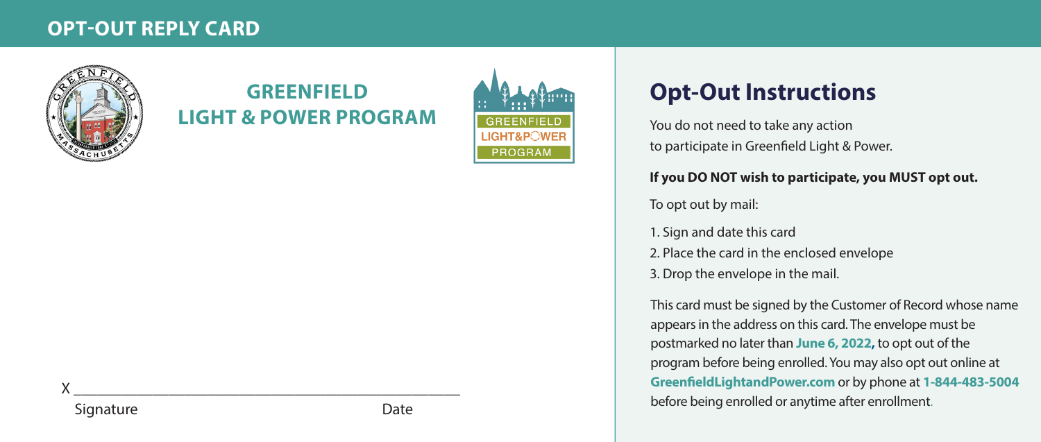# OPT-OUT REPLY CARD

## GREENFIELD LIGHT & POWER PROGRAM

X ________________________________________________

Signature Date

## Opt-Out Instructions

You do not need to take any action to participate in Greenfield Light & Power.

**If you DO NOT wish to participate, you MUST opt out.**

To opt out by mail:

1. Sign and date this card
2. Place the card in the enclosed envelope
3. Drop the envelope in the mail.

This card must be signed by the Customer of Record whose name appears in the address on this card. The envelope must be postmarked no later than **June 6, 2022,** to opt out of the program before being enrolled. You may also opt out online at **GreenfieldLightandPower.com** or by phone at **1-844-483-5004** before being enrolled or anytime after enrollment.